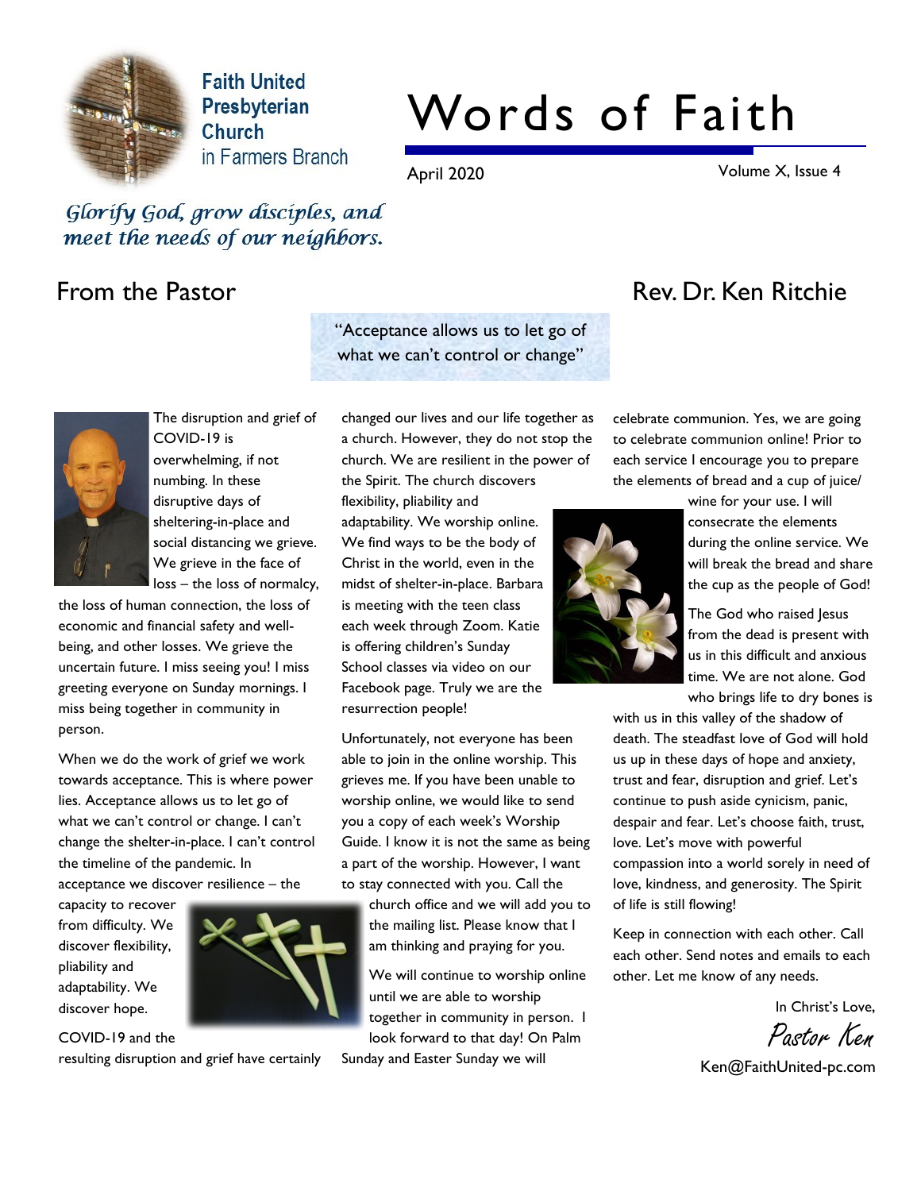Faith United Presbyterian Church in Farmers Branch

# Words of Faith

April 2020 — Volume X, Issue 4

*Glorify God, grow disciples, and meet the needs of our neighbors.*

## From the Pastor

### Rev. Dr. Ken Ritchie

> "Acceptance allows us to let go of what we can't control or change"

The disruption and grief of COVID-19 is overwhelming, if not numbing. In these disruptive days of sheltering-in-place and social distancing we grieve. We grieve in the face of loss – the loss of normalcy, the loss of human connection, the loss of economic and financial safety and well-being, and other losses. We grieve the uncertain future. I miss seeing you! I miss greeting everyone on Sunday mornings. I miss being together in community in person.

When we do the work of grief we work towards acceptance. This is where power lies. Acceptance allows us to let go of what we can't control or change. I can't change the shelter-in-place. I can't control the timeline of the pandemic. In acceptance we discover resilience – the capacity to recover from difficulty. We discover flexibility, pliability and adaptability. We discover hope.

COVID-19 and the resulting disruption and grief have certainly changed our lives and our life together as a church. However, they do not stop the church. We are resilient in the power of the Spirit. The church discovers flexibility, pliability and adaptability. We worship online. We find ways to be the body of Christ in the world, even in the midst of shelter-in-place. Barbara is meeting with the teen class each week through Zoom. Katie is offering children's Sunday School classes via video on our Facebook page. Truly we are the resurrection people!

Unfortunately, not everyone has been able to join in the online worship. This grieves me. If you have been unable to worship online, we would like to send you a copy of each week's Worship Guide. I know it is not the same as being a part of the worship. However, I want to stay connected with you. Call the church office and we will add you to the mailing list. Please know that I am thinking and praying for you.

We will continue to worship online until we are able to worship together in community in person. I look forward to that day! On Palm Sunday and Easter Sunday we will celebrate communion. Yes, we are going to celebrate communion online! Prior to each service I encourage you to prepare the elements of bread and a cup of juice/wine for your use. I will consecrate the elements during the online service. We will break the bread and share the cup as the people of God!

The God who raised Jesus from the dead is present with us in this difficult and anxious time. We are not alone. God who brings life to dry bones is with us in this valley of the shadow of death. The steadfast love of God will hold us up in these days of hope and anxiety, trust and fear, disruption and grief. Let's continue to push aside cynicism, panic, despair and fear. Let's choose faith, trust, love. Let's move with powerful compassion into a world sorely in need of love, kindness, and generosity. The Spirit of life is still flowing!

Keep in connection with each other. Call each other. Send notes and emails to each other. Let me know of any needs.

In Christ's Love,

*Pastor Ken*

Ken@FaithUnited-pc.com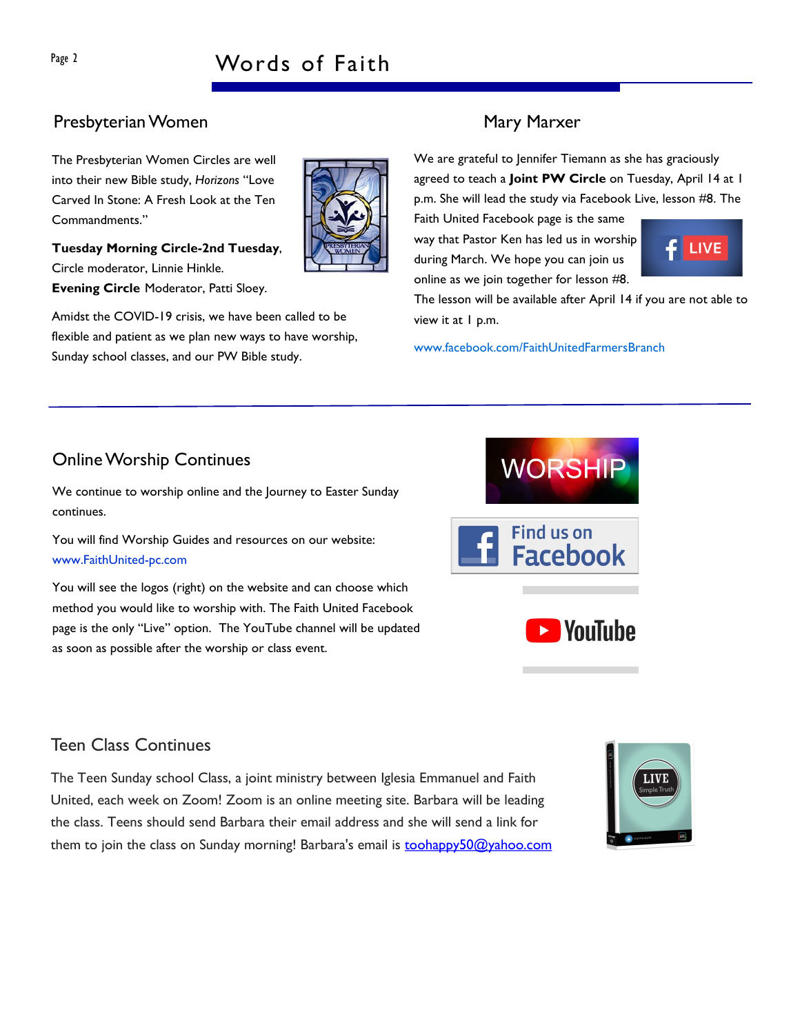## Presbyterian Women

The Presbyterian Women Circles are well into their new Bible study, *Horizons* "Love Carved In Stone: A Fresh Look at the Ten Commandments."

**Tuesday Morning Circle-2nd Tuesday**, Circle moderator, Linnie Hinkle.
**Evening Circle** Moderator, Patti Sloey.

Amidst the COVID-19 crisis, we have been called to be flexible and patient as we plan new ways to have worship, Sunday school classes, and our PW Bible study.

## Mary Marxer

We are grateful to Jennifer Tiemann as she has graciously agreed to teach a **Joint PW Circle** on Tuesday, April 14 at 1 p.m. She will lead the study via Facebook Live, lesson #8. The Faith United Facebook page is the same way that Pastor Ken has led us in worship during March. We hope you can join us online as we join together for lesson #8. The lesson will be available after April 14 if you are not able to view it at 1 p.m.

www.facebook.com/FaithUnitedFarmersBranch

## Online Worship Continues

We continue to worship online and the Journey to Easter Sunday continues.

You will find Worship Guides and resources on our website: www.FaithUnited-pc.com

You will see the logos (right) on the website and can choose which method you would like to worship with. The Faith United Facebook page is the only "Live" option. The YouTube channel will be updated as soon as possible after the worship or class event.

## Teen Class Continues

The Teen Sunday school Class, a joint ministry between Iglesia Emmanuel and Faith United, each week on Zoom! Zoom is an online meeting site. Barbara will be leading the class. Teens should send Barbara their email address and she will send a link for them to join the class on Sunday morning! Barbara's email is toohappy50@yahoo.com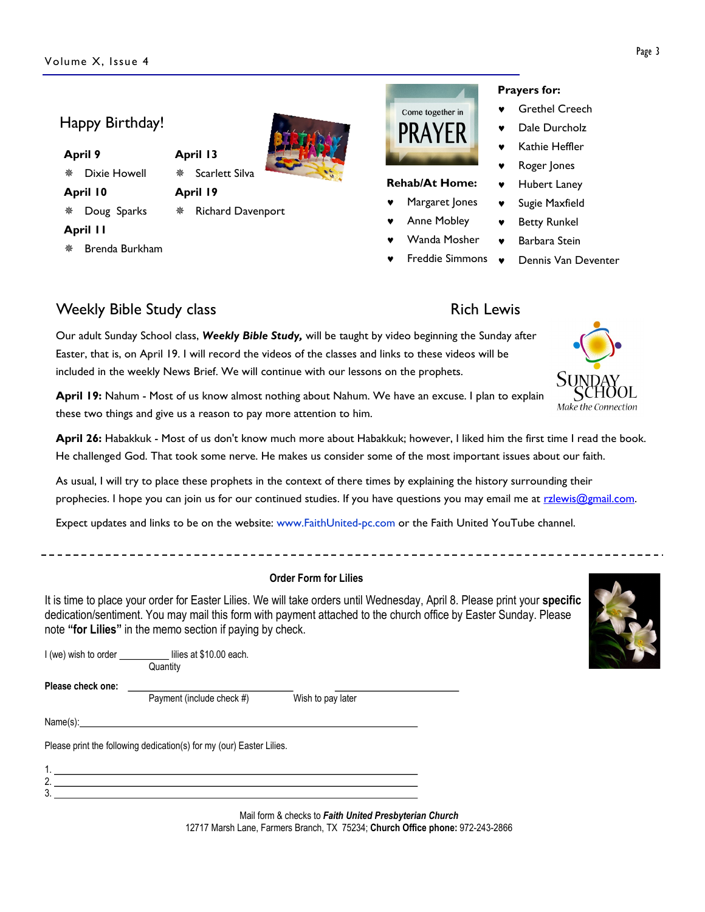## Happy Birthday!

**April 9**

- Dixie Howell

**April 10**

- Doug Sparks

**April 11**

- Brenda Burkham

**April 13**

- Scarlett Silva

**April 19**

- Richard Davenport

**Rehab/At Home:**

- Margaret Jones
- Anne Mobley
- Wanda Mosher
- Freddie Simmons

**Prayers for:**

- Grethel Creech
- Dale Durcholz
- Kathie Heffler
- Roger Jones
- Hubert Laney
- Sugie Maxfield
- Betty Runkel
- Barbara Stein
- Dennis Van Deventer

## Weekly Bible Study class

Rich Lewis

Our adult Sunday School class, ***Weekly Bible Study,*** will be taught by video beginning the Sunday after Easter, that is, on April 19. I will record the videos of the classes and links to these videos will be included in the weekly News Brief. We will continue with our lessons on the prophets.

**April 19:** Nahum - Most of us know almost nothing about Nahum. We have an excuse. I plan to explain these two things and give us a reason to pay more attention to him.

**April 26:** Habakkuk - Most of us don't know much more about Habakkuk; however, I liked him the first time I read the book. He challenged God. That took some nerve. He makes us consider some of the most important issues about our faith.

As usual, I will try to place these prophets in the context of there times by explaining the history surrounding their prophecies. I hope you can join us for our continued studies. If you have questions you may email me at rzlewis@gmail.com.

Expect updates and links to be on the website: www.FaithUnited-pc.com or the Faith United YouTube channel.

---

### Order Form for Lilies

It is time to place your order for Easter Lilies. We will take orders until Wednesday, April 8. Please print your **specific** dedication/sentiment. You may mail this form with payment attached to the church office by Easter Sunday. Please note **"for Lilies"** in the memo section if paying by check.

I (we) wish to order __________ lilies at $10.00 each.
Quantity

**Please check one:** ______________________________ Payment (include check #) ______________________________ Wish to pay later

Name(s):______________________________________________________________

Please print the following dedication(s) for my (our) Easter Lilies.

1. ______________________________________________________________
2. ______________________________________________________________
3. ______________________________________________________________

Mail form & checks to ***Faith United Presbyterian Church***
12717 Marsh Lane, Farmers Branch, TX 75234; **Church Office phone:** 972-243-2866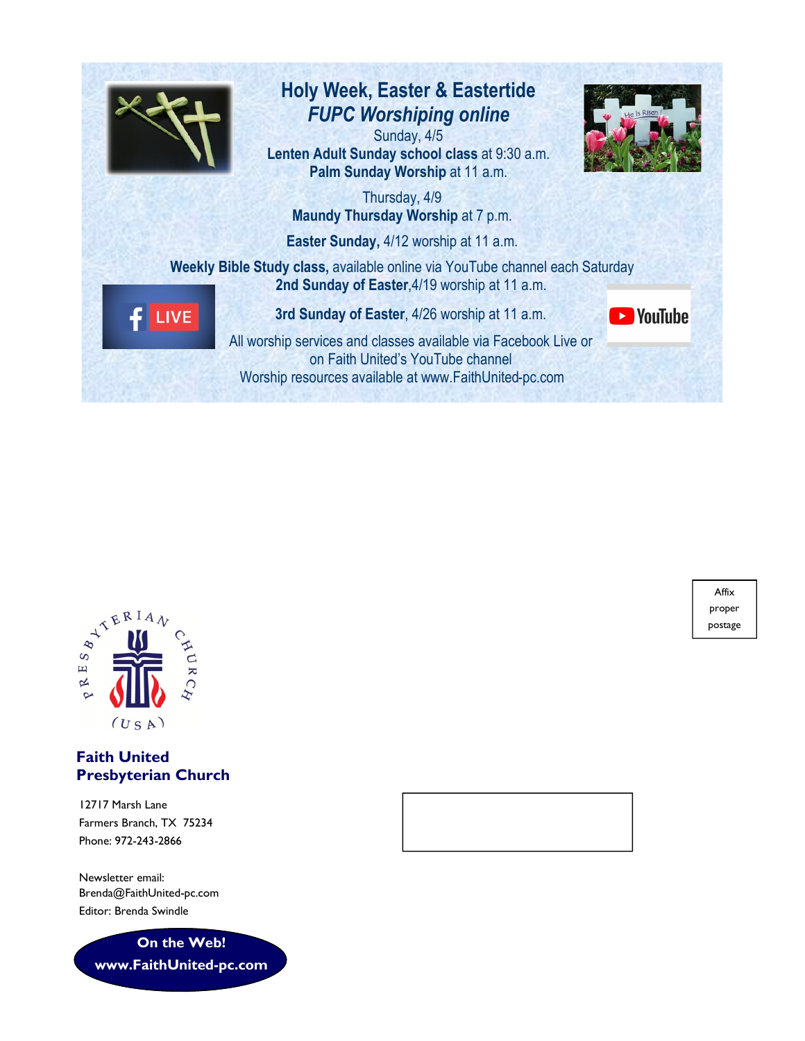# Holy Week, Easter & Eastertide

## *FUPC Worshiping online*

Sunday, 4/5

**Lenten Adult Sunday school class** at 9:30 a.m.

**Palm Sunday Worship** at 11 a.m.

Thursday, 4/9

**Maundy Thursday Worship** at 7 p.m.

**Easter Sunday,** 4/12 worship at 11 a.m.

**Weekly Bible Study class,** available online via YouTube channel each Saturday

**2nd Sunday of Easter**,4/19 worship at 11 a.m.

**3rd Sunday of Easter**, 4/26 worship at 11 a.m.

All worship services and classes available via Facebook Live or on Faith United's YouTube channel

Worship resources available at www.FaithUnited-pc.com

Affix proper postage

PRESBYTERIAN CHURCH (USA)

**Faith United Presbyterian Church**

12717 Marsh Lane
Farmers Branch, TX 75234
Phone: 972-243-2866

Newsletter email:
Brenda@FaithUnited-pc.com
Editor: Brenda Swindle

**On the Web!**
**www.FaithUnited-pc.com**